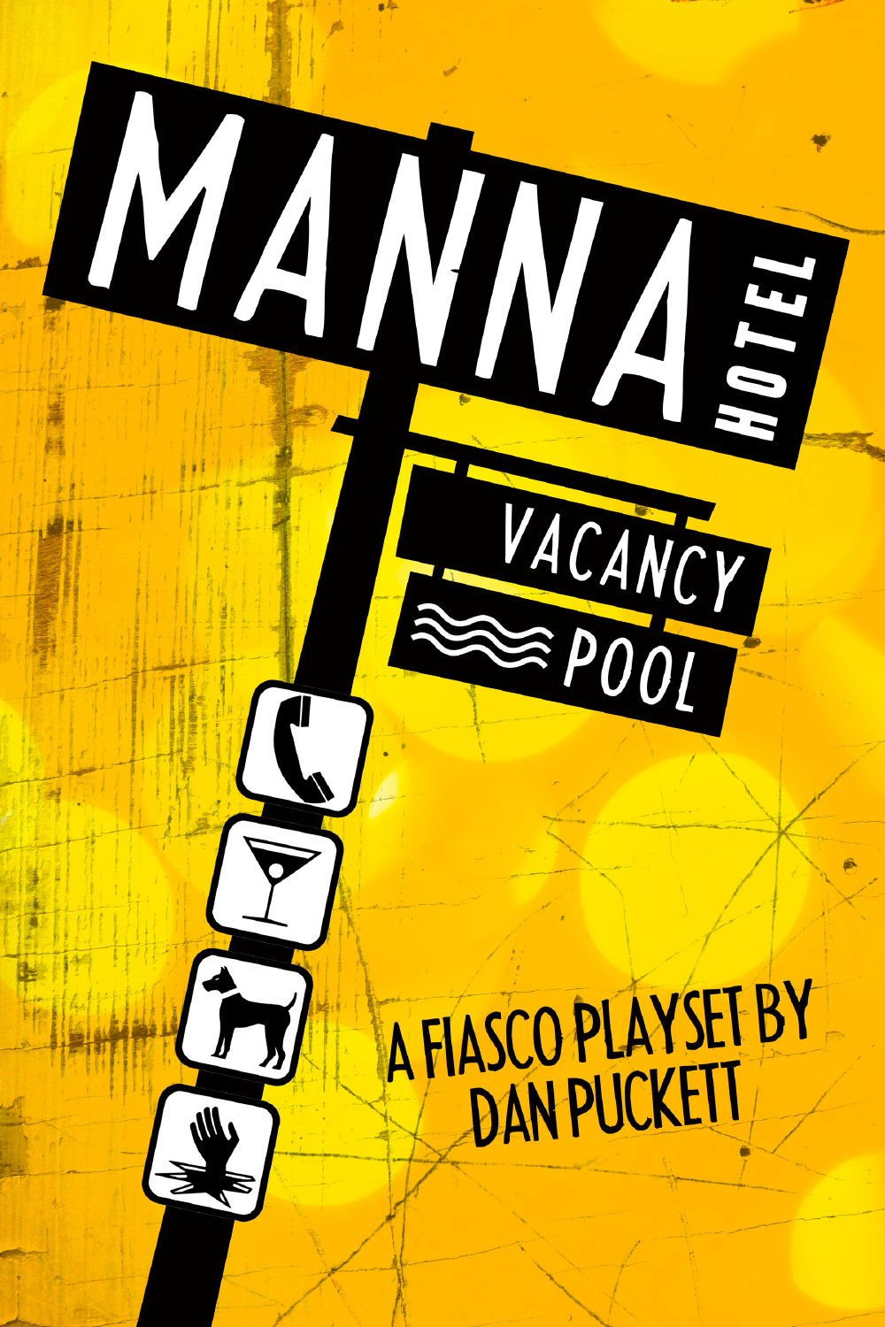# MANNA HOTEL

VACANCY

POOL

A FIASCO PLAYSET BY DAN PUCKETT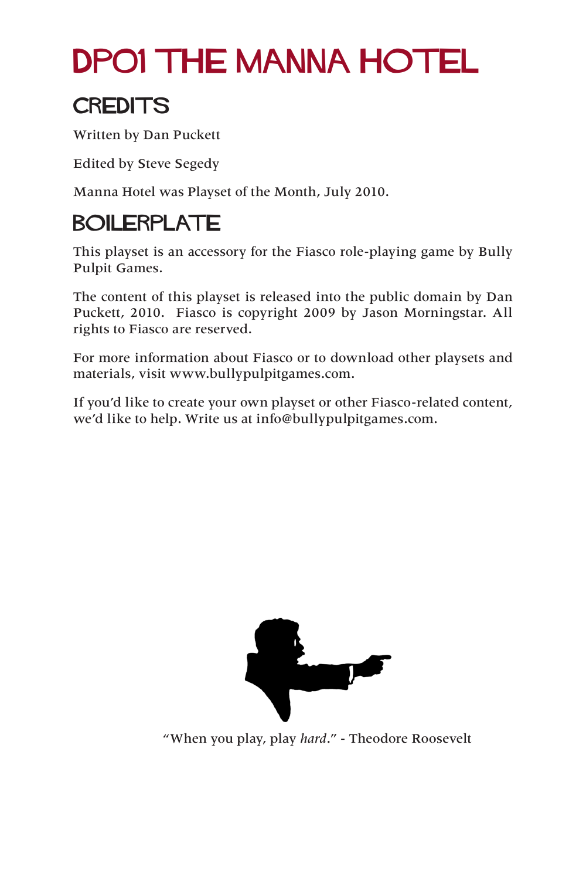# DP01 THE MANNA HOTEL

## CREDITS

Written by Dan Puckett

Edited by Steve Segedy

Manna Hotel was Playset of the Month, July 2010.

## BOILERPLATE

This playset is an accessory for the Fiasco role-playing game by Bully Pulpit Games.

The content of this playset is released into the public domain by Dan Puckett, 2010. Fiasco is copyright 2009 by Jason Morningstar. All rights to Fiasco are reserved.

For more information about Fiasco or to download other playsets and materials, visit www.bullypulpitgames.com.

If you'd like to create your own playset or other Fiasco-related content, we'd like to help. Write us at info@bullypulpitgames.com.

"When you play, play *hard*." - Theodore Roosevelt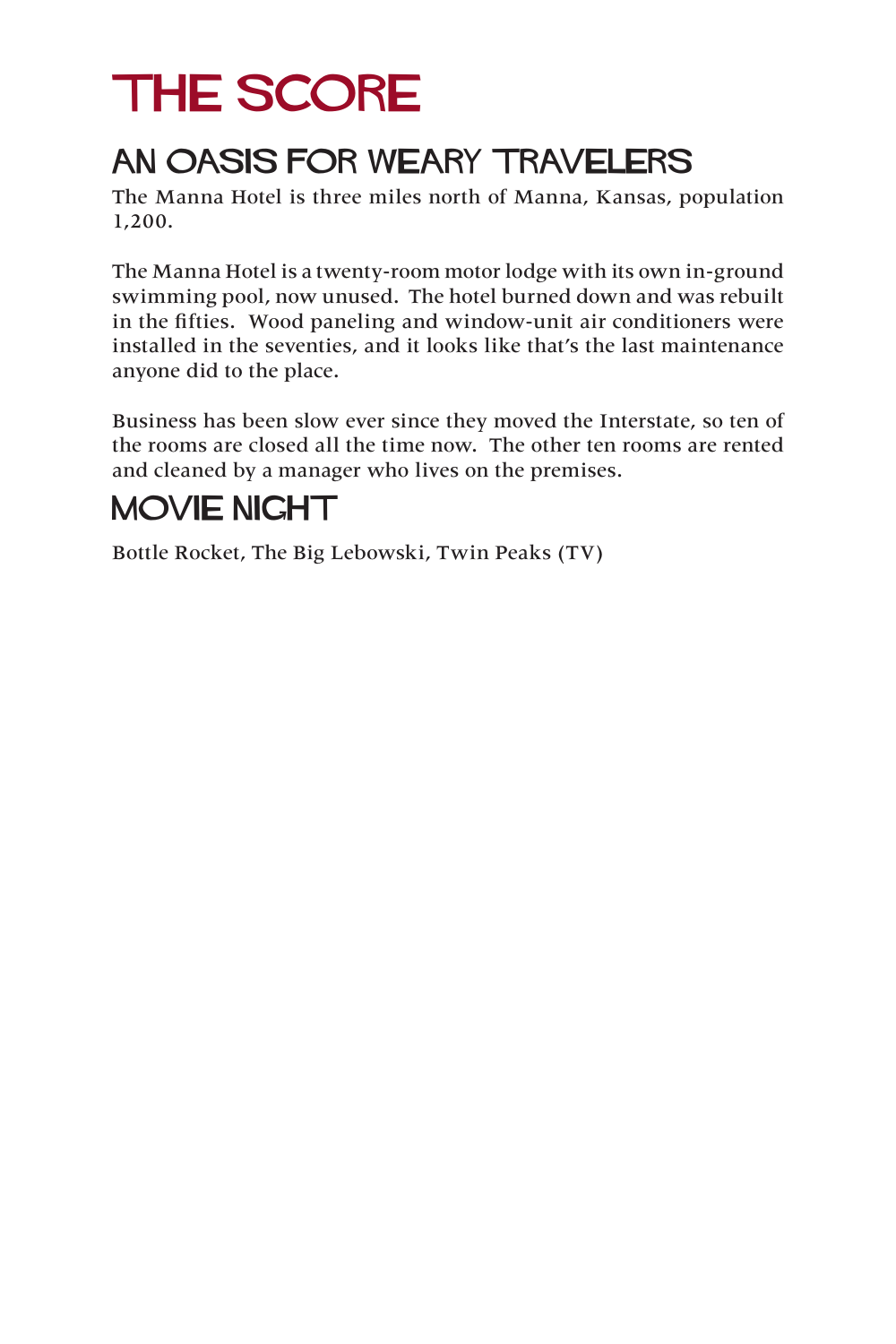# THE SCORE

## AN OASIS FOR WEARY TRAVELERS

The Manna Hotel is three miles north of Manna, Kansas, population 1,200.

The Manna Hotel is a twenty-room motor lodge with its own in-ground swimming pool, now unused. The hotel burned down and was rebuilt in the fifties. Wood paneling and window-unit air conditioners were installed in the seventies, and it looks like that's the last maintenance anyone did to the place.

Business has been slow ever since they moved the Interstate, so ten of the rooms are closed all the time now. The other ten rooms are rented and cleaned by a manager who lives on the premises.

## MOVIE NIGHT

Bottle Rocket, The Big Lebowski, Twin Peaks (TV)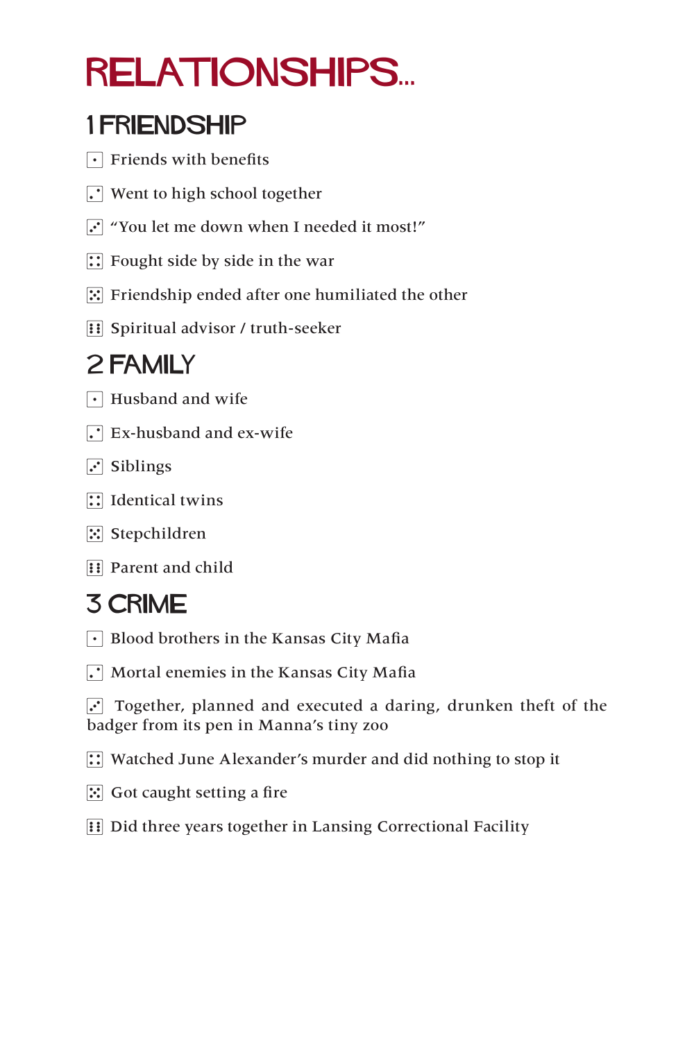# RELATIONSHIPS...

## 1 FRIENDSHIP

- ⚀ Friends with benefits
- ⚁ Went to high school together
- ⚂ "You let me down when I needed it most!"
- ⚃ Fought side by side in the war
- ⚄ Friendship ended after one humiliated the other
- ⚅ Spiritual advisor / truth-seeker

## 2 FAMILY

- ⚀ Husband and wife
- ⚁ Ex-husband and ex-wife
- ⚂ Siblings
- ⚃ Identical twins
- ⚄ Stepchildren
- ⚅ Parent and child

## 3 CRIME

- ⚀ Blood brothers in the Kansas City Mafia
- ⚁ Mortal enemies in the Kansas City Mafia
- ⚂ Together, planned and executed a daring, drunken theft of the badger from its pen in Manna's tiny zoo
- ⚃ Watched June Alexander's murder and did nothing to stop it
- ⚄ Got caught setting a fire
- ⚅ Did three years together in Lansing Correctional Facility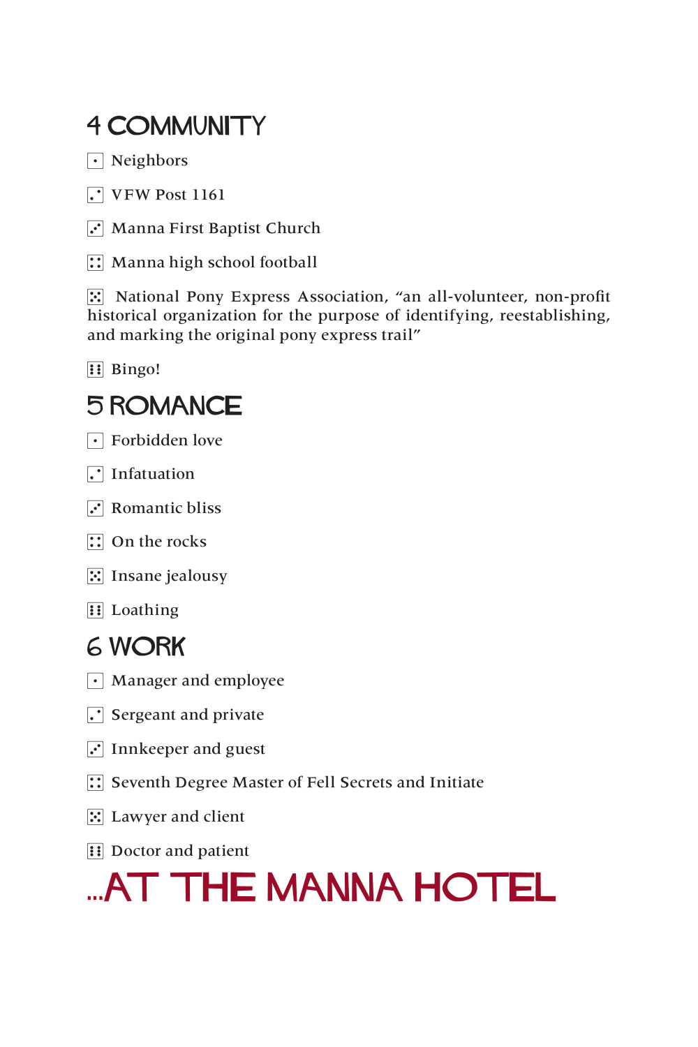## 4 COMMUNITY

⚀ Neighbors

⚁ VFW Post 1161

⚂ Manna First Baptist Church

⚃ Manna high school football

⚄ National Pony Express Association, "an all-volunteer, non-profit historical organization for the purpose of identifying, reestablishing, and marking the original pony express trail"

⚅ Bingo!

## 5 ROMANCE

⚀ Forbidden love

⚁ Infatuation

⚂ Romantic bliss

⚃ On the rocks

⚄ Insane jealousy

⚅ Loathing

## 6 WORK

⚀ Manager and employee

⚁ Sergeant and private

⚂ Innkeeper and guest

⚃ Seventh Degree Master of Fell Secrets and Initiate

⚄ Lawyer and client

⚅ Doctor and patient

# ...AT THE MANNA HOTEL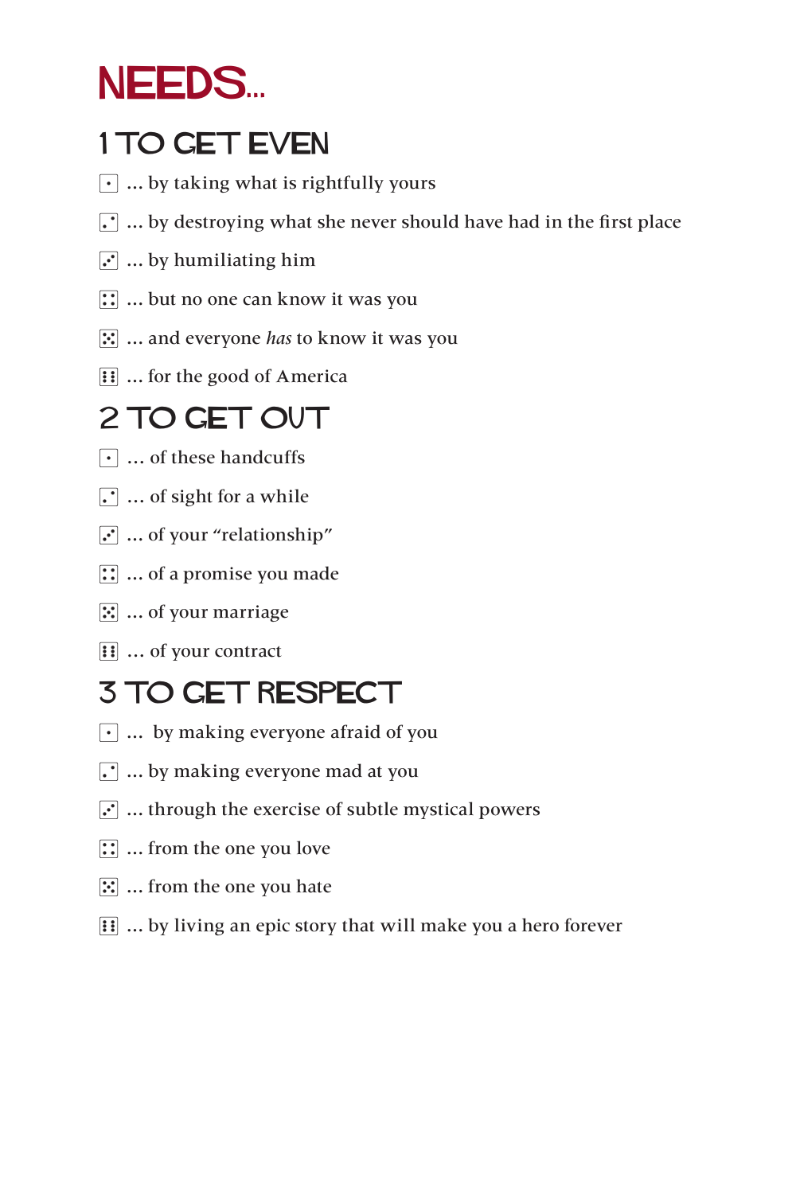# NEEDS...

## 1 TO GET EVEN

- ⚀ ... by taking what is rightfully yours
- ⚁ ... by destroying what she never should have had in the first place
- ⚂ ... by humiliating him
- ⚃ ... but no one can know it was you
- ⚄ ... and everyone *has* to know it was you
- ⚅ ... for the good of America

## 2 TO GET OUT

- ⚀ ... of these handcuffs
- ⚁ ... of sight for a while
- ⚂ ... of your "relationship"
- ⚃ ... of a promise you made
- ⚄ ... of your marriage
- ⚅ ... of your contract

## 3 TO GET RESPECT

- ⚀ ... by making everyone afraid of you
- ⚁ ... by making everyone mad at you
- ⚂ ... through the exercise of subtle mystical powers
- ⚃ ... from the one you love
- ⚄ ... from the one you hate
- ⚅ ... by living an epic story that will make you a hero forever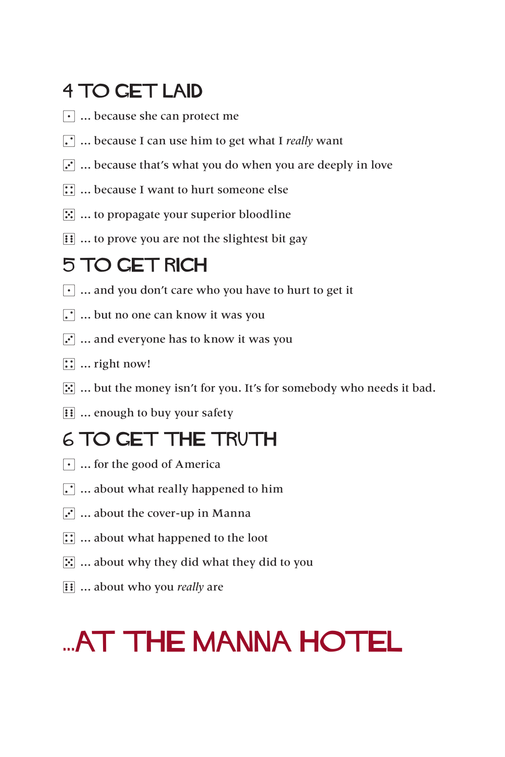## 4 TO GET LAID

- ⚀ ... because she can protect me
- ⚁ ... because I can use him to get what I *really* want
- ⚂ ... because that's what you do when you are deeply in love
- ⚃ ... because I want to hurt someone else
- ⚄ ... to propagate your superior bloodline
- ⚅ ... to prove you are not the slightest bit gay

## 5 TO GET RICH

- ⚀ ... and you don't care who you have to hurt to get it
- ⚁ ... but no one can know it was you
- ⚂ ... and everyone has to know it was you
- ⚃ ... right now!
- ⚄ ... but the money isn't for you. It's for somebody who needs it bad.
- ⚅ ... enough to buy your safety

## 6 TO GET THE TRUTH

- ⚀ ... for the good of America
- ⚁ ... about what really happened to him
- ⚂ ... about the cover-up in Manna
- ⚃ ... about what happened to the loot
- ⚄ ... about why they did what they did to you
- ⚅ ... about who you *really* are

# ...AT THE MANNA HOTEL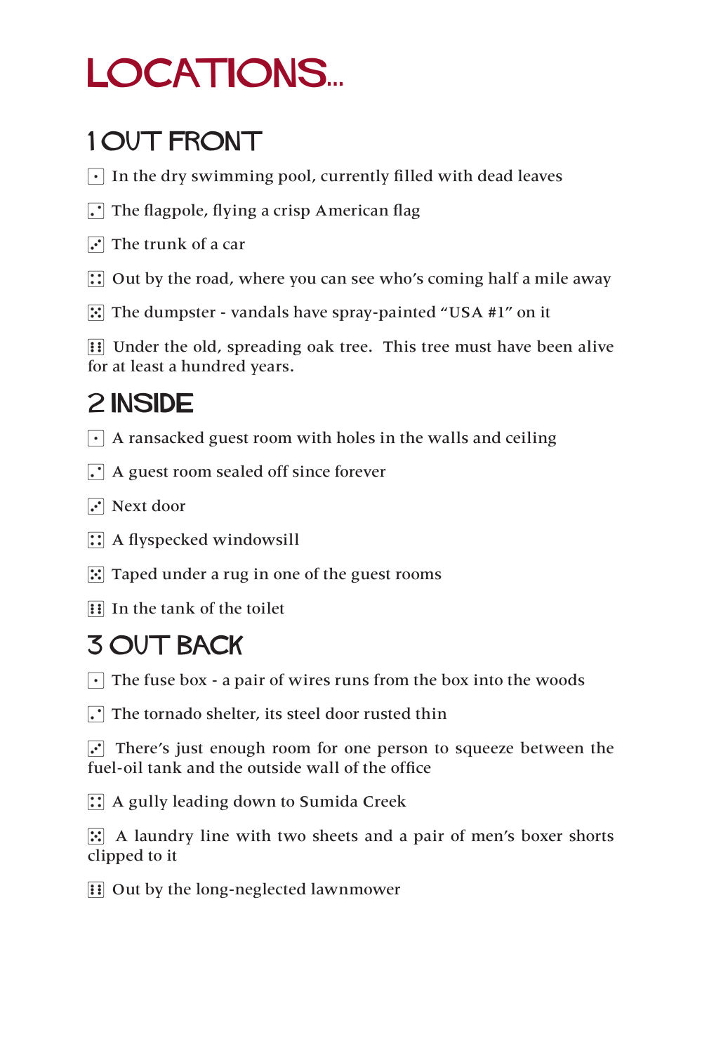# LOCATIONS...

## 1 OUT FRONT

- ⚀ In the dry swimming pool, currently filled with dead leaves
- ⚁ The flagpole, flying a crisp American flag
- ⚂ The trunk of a car
- ⚃ Out by the road, where you can see who's coming half a mile away
- ⚄ The dumpster - vandals have spray-painted "USA #1" on it
- ⚅ Under the old, spreading oak tree. This tree must have been alive for at least a hundred years.

## 2 INSIDE

- ⚀ A ransacked guest room with holes in the walls and ceiling
- ⚁ A guest room sealed off since forever
- ⚂ Next door
- ⚃ A flyspecked windowsill
- ⚄ Taped under a rug in one of the guest rooms
- ⚅ In the tank of the toilet

## 3 OUT BACK

- ⚀ The fuse box - a pair of wires runs from the box into the woods
- ⚁ The tornado shelter, its steel door rusted thin
- ⚂ There's just enough room for one person to squeeze between the fuel-oil tank and the outside wall of the office
- ⚃ A gully leading down to Sumida Creek
- ⚄ A laundry line with two sheets and a pair of men's boxer shorts clipped to it
- ⚅ Out by the long-neglected lawnmower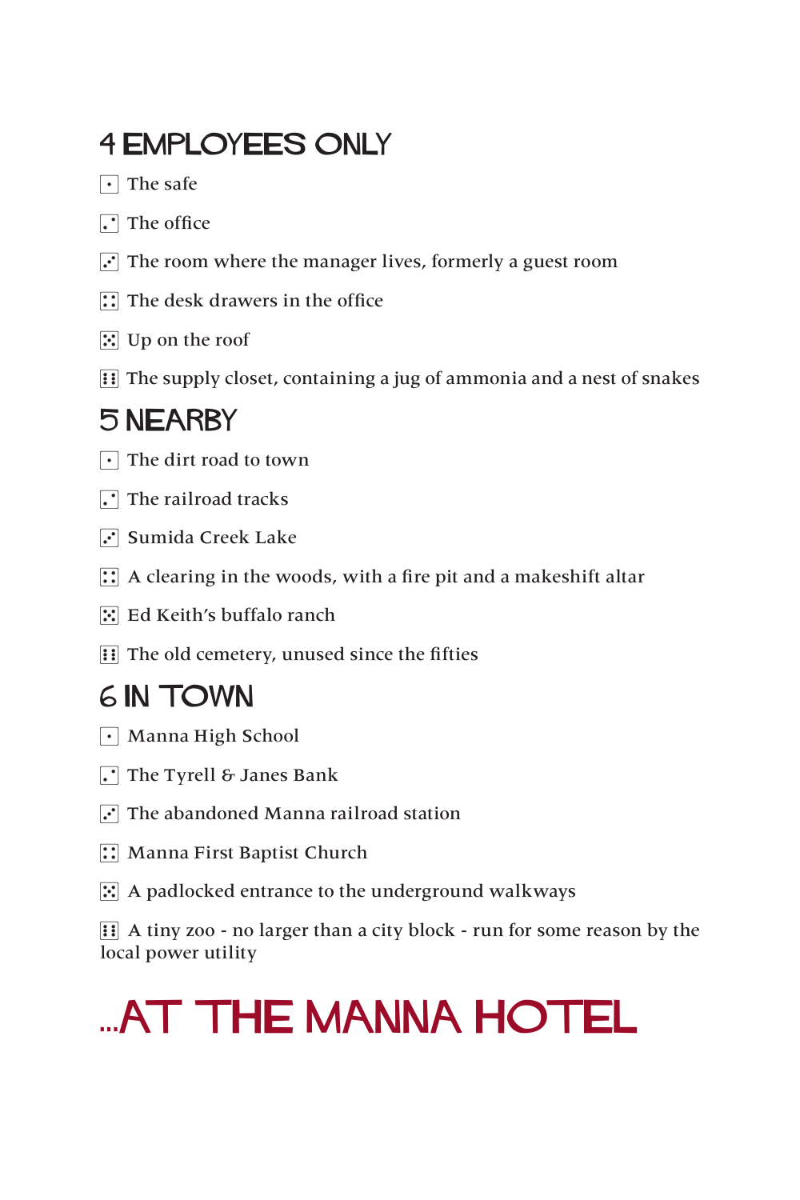## 4 EMPLOYEES ONLY

- ⚀ The safe
- ⚁ The office
- ⚂ The room where the manager lives, formerly a guest room
- ⚃ The desk drawers in the office
- ⚄ Up on the roof
- ⚅ The supply closet, containing a jug of ammonia and a nest of snakes

## 5 NEARBY

- ⚀ The dirt road to town
- ⚁ The railroad tracks
- ⚂ Sumida Creek Lake
- ⚃ A clearing in the woods, with a fire pit and a makeshift altar
- ⚄ Ed Keith's buffalo ranch
- ⚅ The old cemetery, unused since the fifties

## 6 IN TOWN

- ⚀ Manna High School
- ⚁ The Tyrell & Janes Bank
- ⚂ The abandoned Manna railroad station
- ⚃ Manna First Baptist Church
- ⚄ A padlocked entrance to the underground walkways
- ⚅ A tiny zoo - no larger than a city block - run for some reason by the local power utility

# ...AT THE MANNA HOTEL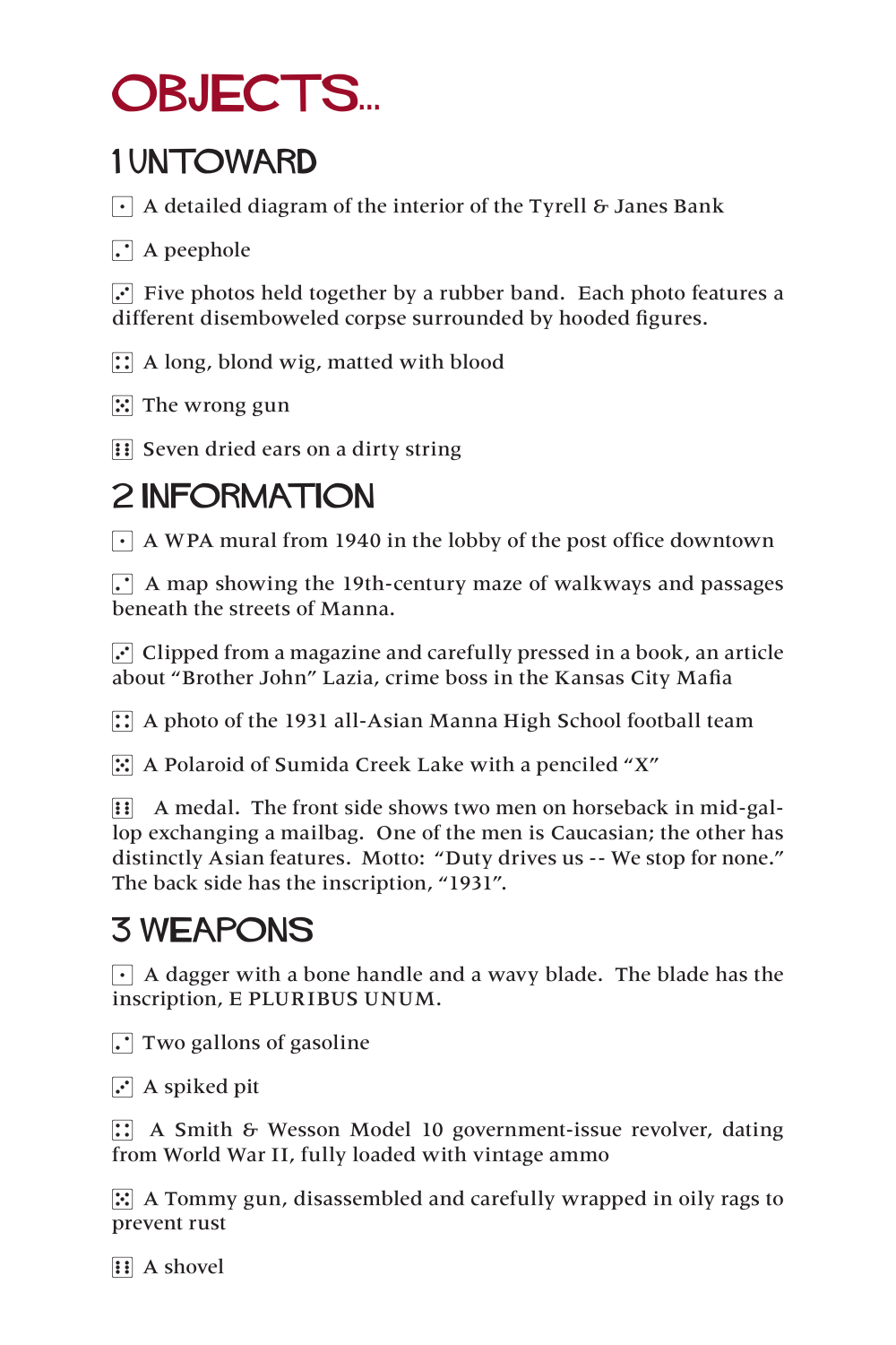# OBJECTS...

## 1 UNTOWARD

⚀ A detailed diagram of the interior of the Tyrell & Janes Bank

⚁ A peephole

⚂ Five photos held together by a rubber band. Each photo features a different disemboweled corpse surrounded by hooded figures.

⚃ A long, blond wig, matted with blood

⚄ The wrong gun

⚅ Seven dried ears on a dirty string

## 2 INFORMATION

⚀ A WPA mural from 1940 in the lobby of the post office downtown

⚁ A map showing the 19th-century maze of walkways and passages beneath the streets of Manna.

⚂ Clipped from a magazine and carefully pressed in a book, an article about "Brother John" Lazia, crime boss in the Kansas City Mafia

⚃ A photo of the 1931 all-Asian Manna High School football team

⚄ A Polaroid of Sumida Creek Lake with a penciled "X"

⚅ A medal. The front side shows two men on horseback in mid-gallop exchanging a mailbag. One of the men is Caucasian; the other has distinctly Asian features. Motto: "Duty drives us -- We stop for none." The back side has the inscription, "1931".

## 3 WEAPONS

⚀ A dagger with a bone handle and a wavy blade. The blade has the inscription, E PLURIBUS UNUM.

⚁ Two gallons of gasoline

⚂ A spiked pit

⚃ A Smith & Wesson Model 10 government-issue revolver, dating from World War II, fully loaded with vintage ammo

⚄ A Tommy gun, disassembled and carefully wrapped in oily rags to prevent rust

⚅ A shovel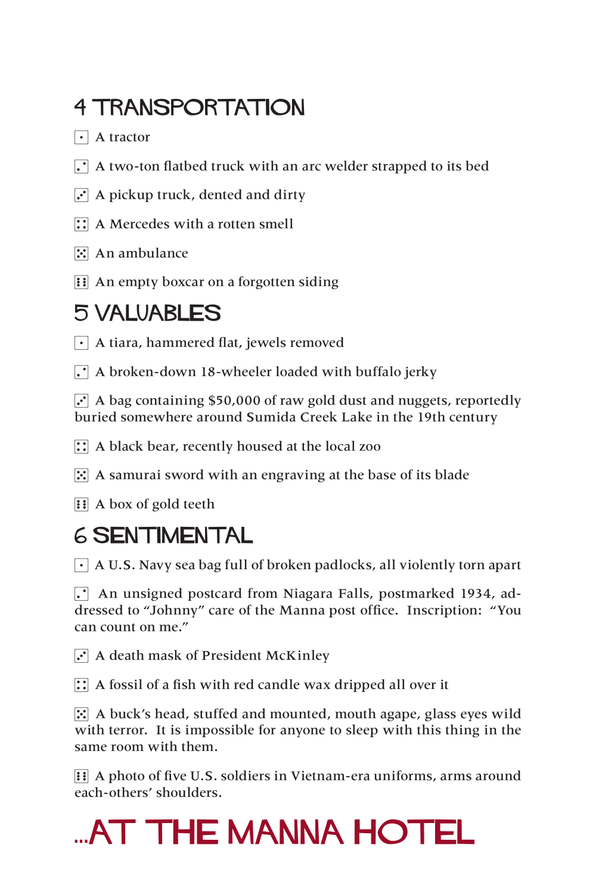## 4 TRANSPORTATION

⚀ A tractor

⚁ A two-ton flatbed truck with an arc welder strapped to its bed

⚂ A pickup truck, dented and dirty

⚃ A Mercedes with a rotten smell

⚄ An ambulance

⚅ An empty boxcar on a forgotten siding

## 5 VALUABLES

⚀ A tiara, hammered flat, jewels removed

⚁ A broken-down 18-wheeler loaded with buffalo jerky

⚂ A bag containing $50,000 of raw gold dust and nuggets, reportedly buried somewhere around Sumida Creek Lake in the 19th century

⚃ A black bear, recently housed at the local zoo

⚄ A samurai sword with an engraving at the base of its blade

⚅ A box of gold teeth

## 6 SENTIMENTAL

⚀ A U.S. Navy sea bag full of broken padlocks, all violently torn apart

⚁ An unsigned postcard from Niagara Falls, postmarked 1934, addressed to "Johnny" care of the Manna post office. Inscription: "You can count on me."

⚂ A death mask of President McKinley

⚃ A fossil of a fish with red candle wax dripped all over it

⚄ A buck's head, stuffed and mounted, mouth agape, glass eyes wild with terror. It is impossible for anyone to sleep with this thing in the same room with them.

⚅ A photo of five U.S. soldiers in Vietnam-era uniforms, arms around each-others' shoulders.

# ...AT THE MANNA HOTEL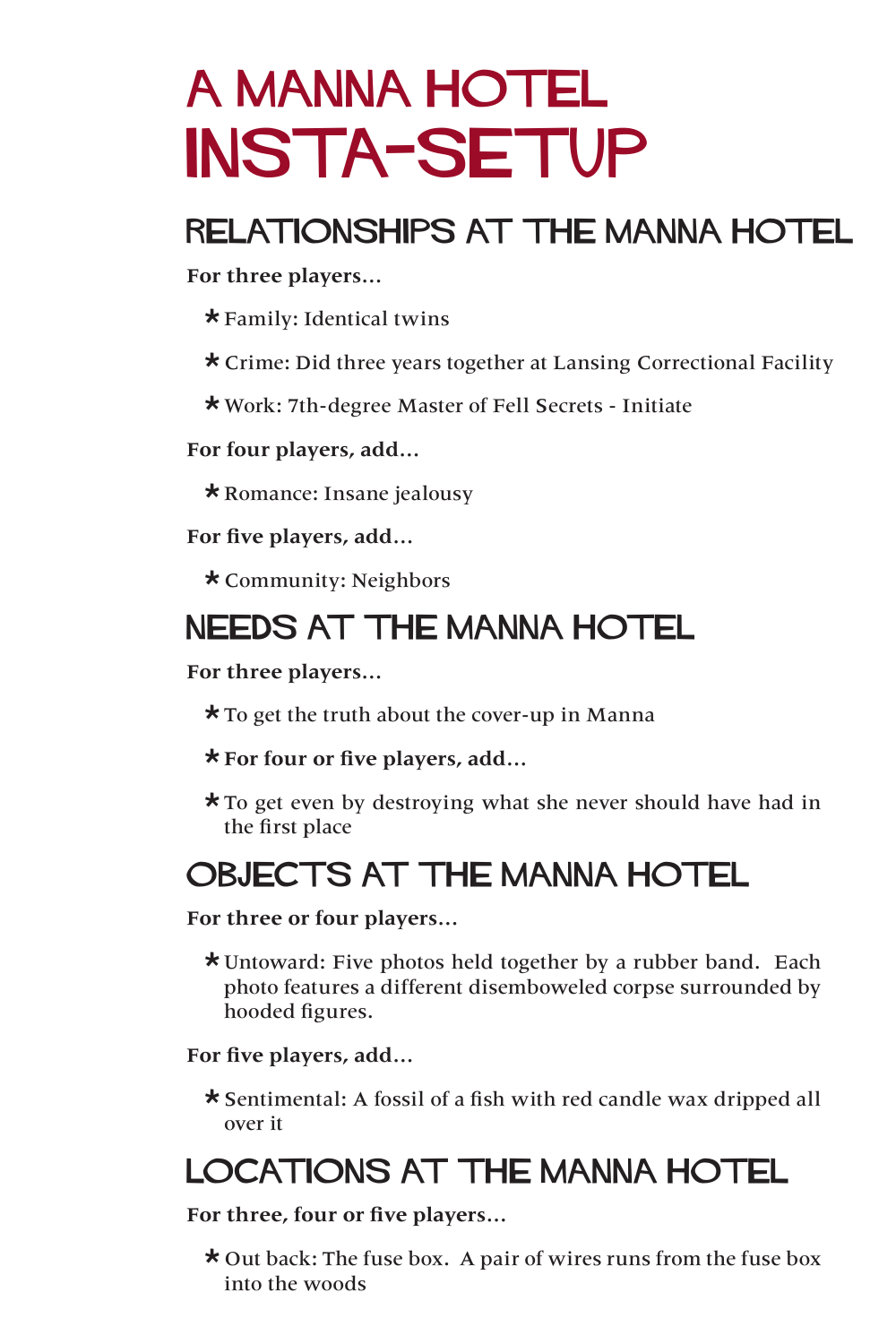# A MANNA HOTEL INSTA-SETUP

## RELATIONSHIPS AT THE MANNA HOTEL

**For three players...**

* Family: Identical twins
* Crime: Did three years together at Lansing Correctional Facility
* Work: 7th-degree Master of Fell Secrets - Initiate

**For four players, add...**

* Romance: Insane jealousy

**For five players, add...**

* Community: Neighbors

## NEEDS AT THE MANNA HOTEL

**For three players...**

* To get the truth about the cover-up in Manna
* **For four or five players, add...**
* To get even by destroying what she never should have had in the first place

## OBJECTS AT THE MANNA HOTEL

**For three or four players...**

* Untoward: Five photos held together by a rubber band. Each photo features a different disemboweled corpse surrounded by hooded figures.

**For five players, add...**

* Sentimental: A fossil of a fish with red candle wax dripped all over it

## LOCATIONS AT THE MANNA HOTEL

**For three, four or five players...**

* Out back: The fuse box. A pair of wires runs from the fuse box into the woods